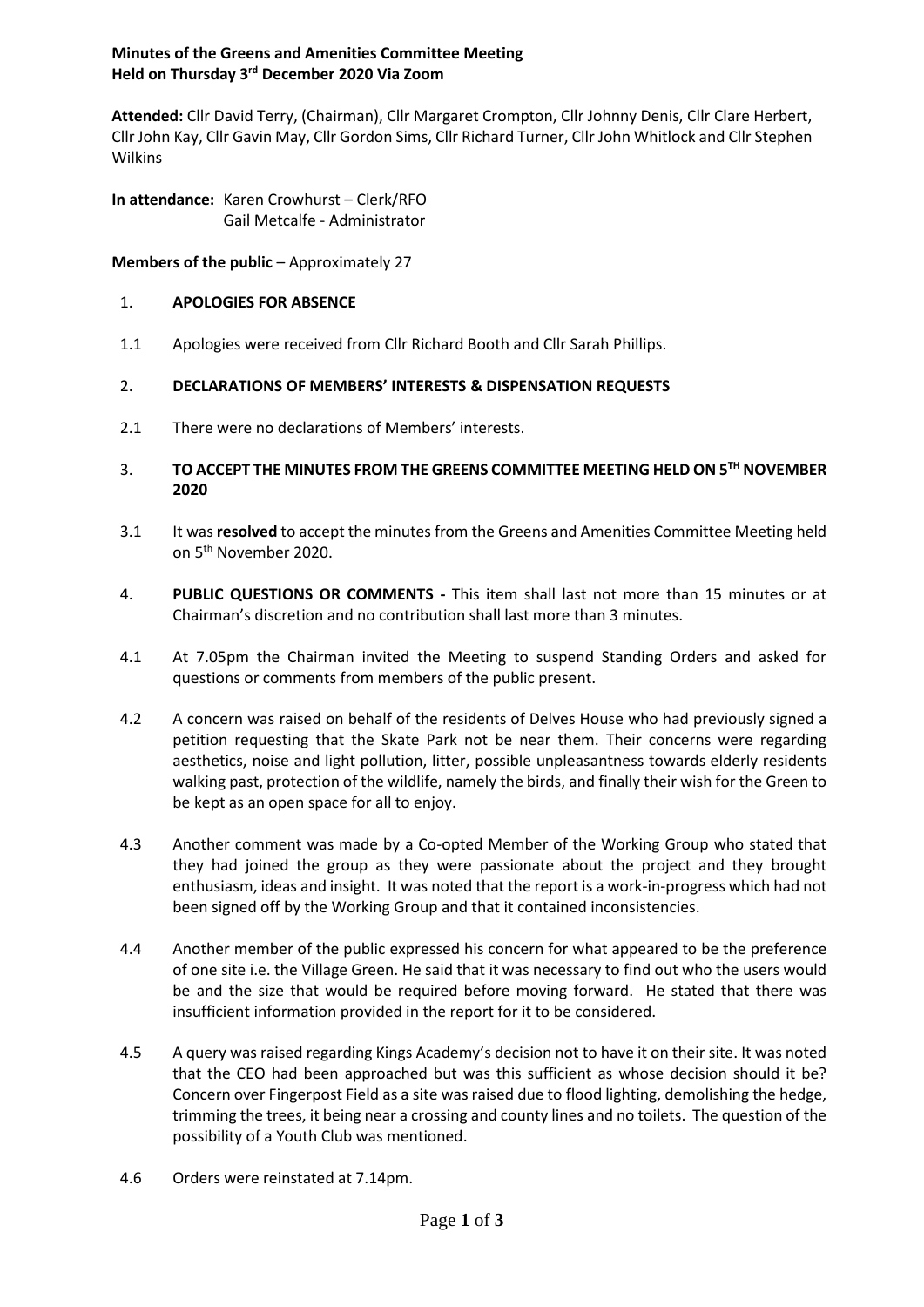**Minutes of the Greens and Amenities Committee Meeting**
**Held on Thursday 3rd December 2020 Via Zoom**

**Attended:** Cllr David Terry, (Chairman), Cllr Margaret Crompton, Cllr Johnny Denis, Cllr Clare Herbert, Cllr John Kay, Cllr Gavin May, Cllr Gordon Sims, Cllr Richard Turner, Cllr John Whitlock and Cllr Stephen Wilkins

**In attendance:** Karen Crowhurst – Clerk/RFO
Gail Metcalfe - Administrator

**Members of the public** – Approximately 27

1. **APOLOGIES FOR ABSENCE**

1.1 Apologies were received from Cllr Richard Booth and Cllr Sarah Phillips.

2. **DECLARATIONS OF MEMBERS' INTERESTS & DISPENSATION REQUESTS**

2.1 There were no declarations of Members' interests.

3. **TO ACCEPT THE MINUTES FROM THE GREENS COMMITTEE MEETING HELD ON 5TH NOVEMBER 2020**

3.1 It was **resolved** to accept the minutes from the Greens and Amenities Committee Meeting held on 5th November 2020.

4. **PUBLIC QUESTIONS OR COMMENTS -** This item shall last not more than 15 minutes or at Chairman's discretion and no contribution shall last more than 3 minutes.

4.1 At 7.05pm the Chairman invited the Meeting to suspend Standing Orders and asked for questions or comments from members of the public present.

4.2 A concern was raised on behalf of the residents of Delves House who had previously signed a petition requesting that the Skate Park not be near them. Their concerns were regarding aesthetics, noise and light pollution, litter, possible unpleasantness towards elderly residents walking past, protection of the wildlife, namely the birds, and finally their wish for the Green to be kept as an open space for all to enjoy.

4.3 Another comment was made by a Co-opted Member of the Working Group who stated that they had joined the group as they were passionate about the project and they brought enthusiasm, ideas and insight. It was noted that the report is a work-in-progress which had not been signed off by the Working Group and that it contained inconsistencies.

4.4 Another member of the public expressed his concern for what appeared to be the preference of one site i.e. the Village Green. He said that it was necessary to find out who the users would be and the size that would be required before moving forward. He stated that there was insufficient information provided in the report for it to be considered.

4.5 A query was raised regarding Kings Academy's decision not to have it on their site. It was noted that the CEO had been approached but was this sufficient as whose decision should it be? Concern over Fingerpost Field as a site was raised due to flood lighting, demolishing the hedge, trimming the trees, it being near a crossing and county lines and no toilets. The question of the possibility of a Youth Club was mentioned.

4.6 Orders were reinstated at 7.14pm.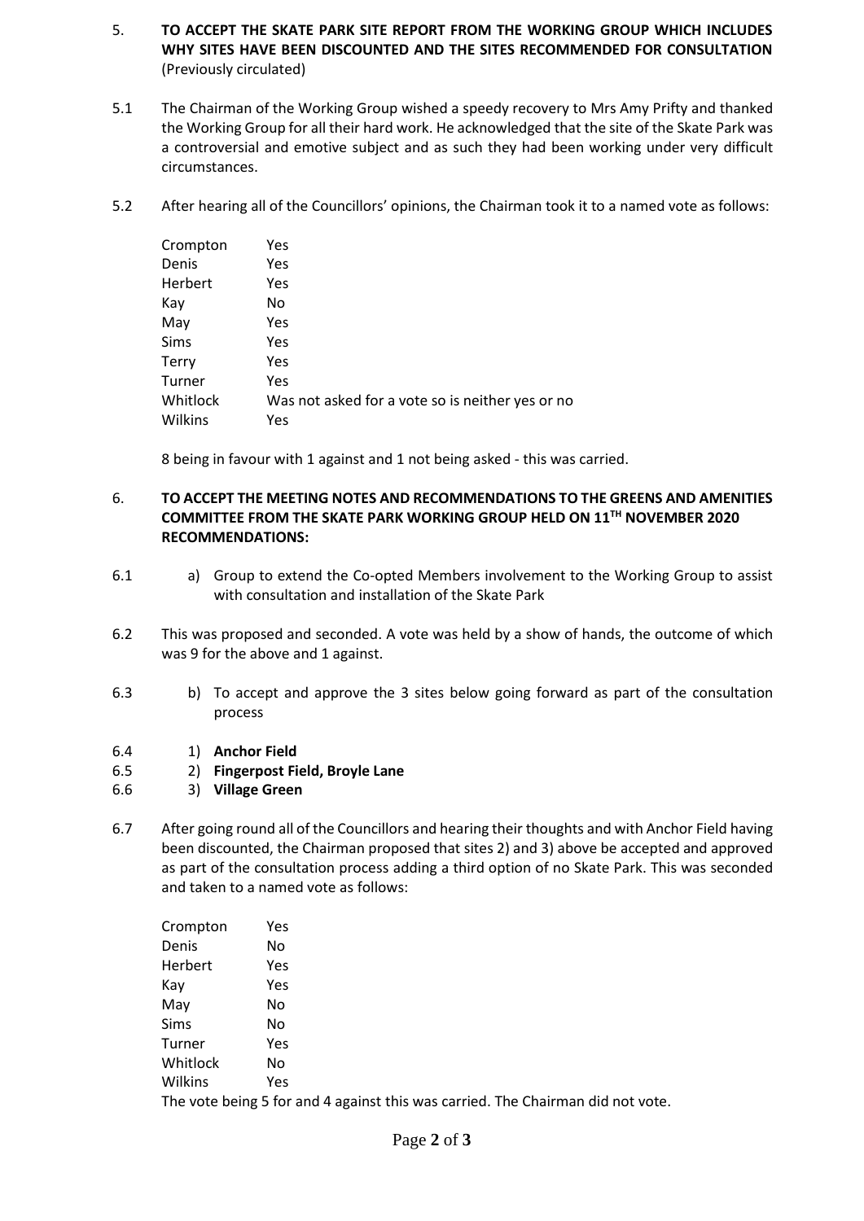5. **TO ACCEPT THE SKATE PARK SITE REPORT FROM THE WORKING GROUP WHICH INCLUDES WHY SITES HAVE BEEN DISCOUNTED AND THE SITES RECOMMENDED FOR CONSULTATION** (Previously circulated)

5.1 The Chairman of the Working Group wished a speedy recovery to Mrs Amy Prifty and thanked the Working Group for all their hard work. He acknowledged that the site of the Skate Park was a controversial and emotive subject and as such they had been working under very difficult circumstances.

5.2 After hearing all of the Councillors' opinions, the Chairman took it to a named vote as follows:

| | |
|---|---|
| Crompton | Yes |
| Denis | Yes |
| Herbert | Yes |
| Kay | No |
| May | Yes |
| Sims | Yes |
| Terry | Yes |
| Turner | Yes |
| Whitlock | Was not asked for a vote so is neither yes or no |
| Wilkins | Yes |

8 being in favour with 1 against and 1 not being asked - this was carried.

6. **TO ACCEPT THE MEETING NOTES AND RECOMMENDATIONS TO THE GREENS AND AMENITIES COMMITTEE FROM THE SKATE PARK WORKING GROUP HELD ON 11TH NOVEMBER 2020 RECOMMENDATIONS:**

6.1 a) Group to extend the Co-opted Members involvement to the Working Group to assist with consultation and installation of the Skate Park

6.2 This was proposed and seconded. A vote was held by a show of hands, the outcome of which was 9 for the above and 1 against.

6.3 b) To accept and approve the 3 sites below going forward as part of the consultation process

6.4 1) **Anchor Field**

6.5 2) **Fingerpost Field, Broyle Lane**

6.6 3) **Village Green**

6.7 After going round all of the Councillors and hearing their thoughts and with Anchor Field having been discounted, the Chairman proposed that sites 2) and 3) above be accepted and approved as part of the consultation process adding a third option of no Skate Park. This was seconded and taken to a named vote as follows:

| | |
|---|---|
| Crompton | Yes |
| Denis | No |
| Herbert | Yes |
| Kay | Yes |
| May | No |
| Sims | No |
| Turner | Yes |
| Whitlock | No |
| Wilkins | Yes |

The vote being 5 for and 4 against this was carried. The Chairman did not vote.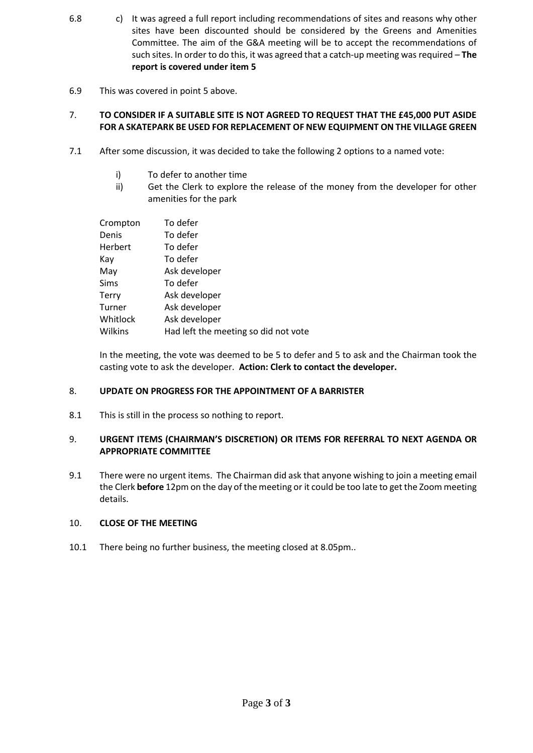6.8 c) It was agreed a full report including recommendations of sites and reasons why other sites have been discounted should be considered by the Greens and Amenities Committee. The aim of the G&A meeting will be to accept the recommendations of such sites. In order to do this, it was agreed that a catch-up meeting was required – **The report is covered under item 5**

6.9 This was covered in point 5 above.

## 7. TO CONSIDER IF A SUITABLE SITE IS NOT AGREED TO REQUEST THAT THE £45,000 PUT ASIDE FOR A SKATEPARK BE USED FOR REPLACEMENT OF NEW EQUIPMENT ON THE VILLAGE GREEN

7.1 After some discussion, it was decided to take the following 2 options to a named vote:

i) To defer to another time
ii) Get the Clerk to explore the release of the money from the developer for other amenities for the park

| | |
|---|---|
| Crompton | To defer |
| Denis | To defer |
| Herbert | To defer |
| Kay | To defer |
| May | Ask developer |
| Sims | To defer |
| Terry | Ask developer |
| Turner | Ask developer |
| Whitlock | Ask developer |
| Wilkins | Had left the meeting so did not vote |

In the meeting, the vote was deemed to be 5 to defer and 5 to ask and the Chairman took the casting vote to ask the developer. **Action: Clerk to contact the developer.**

## 8. UPDATE ON PROGRESS FOR THE APPOINTMENT OF A BARRISTER

8.1 This is still in the process so nothing to report.

## 9. URGENT ITEMS (CHAIRMAN'S DISCRETION) OR ITEMS FOR REFERRAL TO NEXT AGENDA OR APPROPRIATE COMMITTEE

9.1 There were no urgent items. The Chairman did ask that anyone wishing to join a meeting email the Clerk **before** 12pm on the day of the meeting or it could be too late to get the Zoom meeting details.

## 10. CLOSE OF THE MEETING

10.1 There being no further business, the meeting closed at 8.05pm..